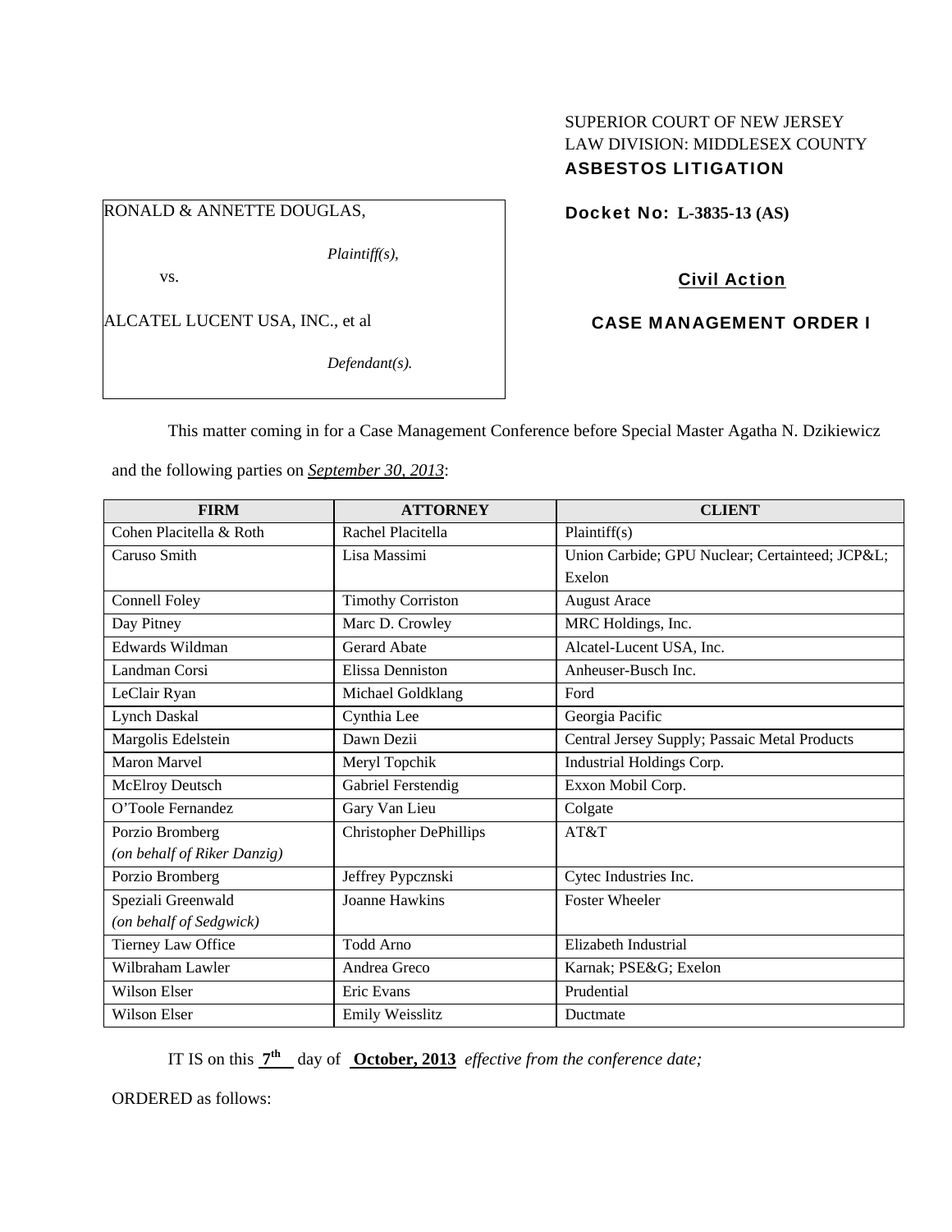SUPERIOR COURT OF NEW JERSEY
LAW DIVISION: MIDDLESEX COUNTY
**ASBESTOS LITIGATION**

RONALD & ANNETTE DOUGLAS,

*Plaintiff(s),*

vs.

ALCATEL LUCENT USA, INC., et al

*Defendant(s).*

**Docket No: L-3835-13 (AS)**

**Civil Action**

**CASE MANAGEMENT ORDER I**

This matter coming in for a Case Management Conference before Special Master Agatha N. Dzikiewicz and the following parties on *September 30, 2013*:

| FIRM | ATTORNEY | CLIENT |
|---|---|---|
| Cohen Placitella & Roth | Rachel Placitella | Plaintiff(s) |
| Caruso Smith | Lisa Massimi | Union Carbide; GPU Nuclear; Certainteed; JCP&L; Exelon |
| Connell Foley | Timothy Corriston | August Arace |
| Day Pitney | Marc D. Crowley | MRC Holdings, Inc. |
| Edwards Wildman | Gerard Abate | Alcatel-Lucent USA, Inc. |
| Landman Corsi | Elissa Denniston | Anheuser-Busch Inc. |
| LeClair Ryan | Michael Goldklang | Ford |
| Lynch Daskal | Cynthia Lee | Georgia Pacific |
| Margolis Edelstein | Dawn Dezii | Central Jersey Supply; Passaic Metal Products |
| Maron Marvel | Meryl Topchik | Industrial Holdings Corp. |
| McElroy Deutsch | Gabriel Ferstendig | Exxon Mobil Corp. |
| O'Toole Fernandez | Gary Van Lieu | Colgate |
| Porzio Bromberg *(on behalf of Riker Danzig)* | Christopher DePhillips | AT&T |
| Porzio Bromberg | Jeffrey Pypcznski | Cytec Industries Inc. |
| Speziali Greenwald *(on behalf of Sedgwick)* | Joanne Hawkins | Foster Wheeler |
| Tierney Law Office | Todd Arno | Elizabeth Industrial |
| Wilbraham Lawler | Andrea Greco | Karnak; PSE&G; Exelon |
| Wilson Elser | Eric Evans | Prudential |
| Wilson Elser | Emily Weisslitz | Ductmate |

IT IS on this **7th** day of **October, 2013** *effective from the conference date;*

ORDERED as follows: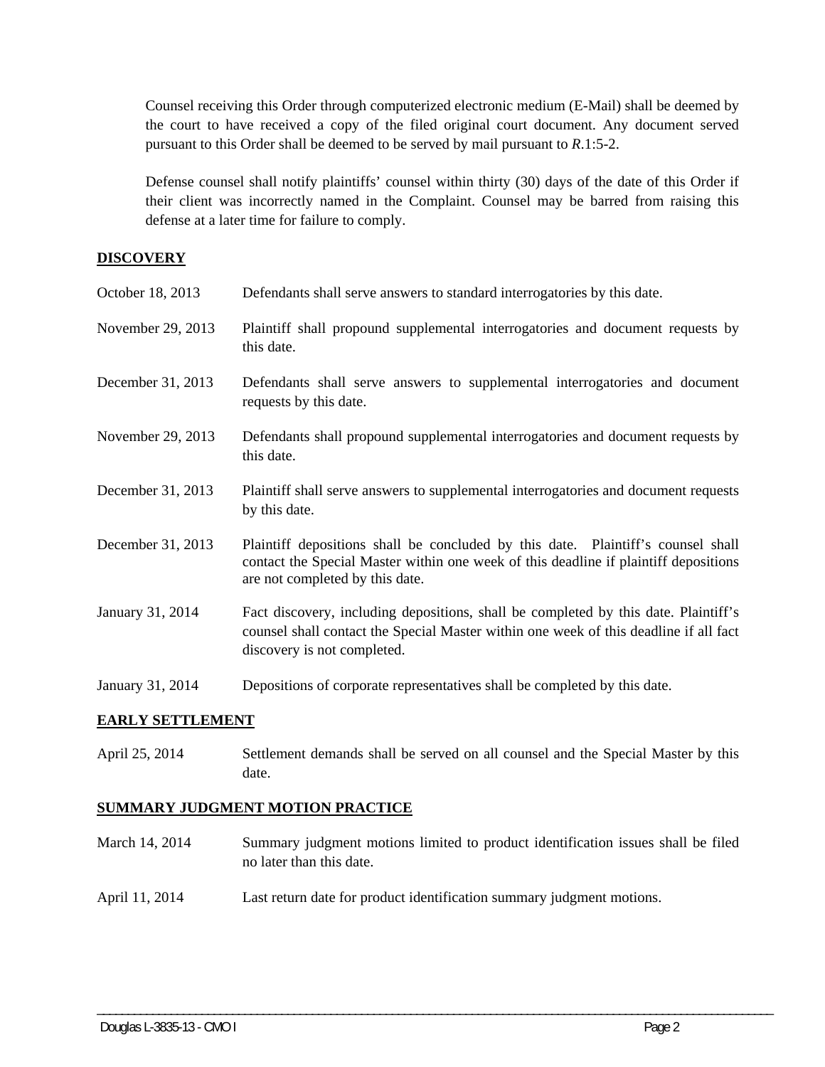Counsel receiving this Order through computerized electronic medium (E-Mail) shall be deemed by the court to have received a copy of the filed original court document. Any document served pursuant to this Order shall be deemed to be served by mail pursuant to *R*.1:5-2.

Defense counsel shall notify plaintiffs' counsel within thirty (30) days of the date of this Order if their client was incorrectly named in the Complaint. Counsel may be barred from raising this defense at a later time for failure to comply.

## DISCOVERY

| | |
|---|---|
| October 18, 2013 | Defendants shall serve answers to standard interrogatories by this date. |
| November 29, 2013 | Plaintiff shall propound supplemental interrogatories and document requests by this date. |
| December 31, 2013 | Defendants shall serve answers to supplemental interrogatories and document requests by this date. |
| November 29, 2013 | Defendants shall propound supplemental interrogatories and document requests by this date. |
| December 31, 2013 | Plaintiff shall serve answers to supplemental interrogatories and document requests by this date. |
| December 31, 2013 | Plaintiff depositions shall be concluded by this date. Plaintiff's counsel shall contact the Special Master within one week of this deadline if plaintiff depositions are not completed by this date. |
| January 31, 2014 | Fact discovery, including depositions, shall be completed by this date. Plaintiff's counsel shall contact the Special Master within one week of this deadline if all fact discovery is not completed. |
| January 31, 2014 | Depositions of corporate representatives shall be completed by this date. |

## EARLY SETTLEMENT

| | |
|---|---|
| April 25, 2014 | Settlement demands shall be served on all counsel and the Special Master by this date. |

## SUMMARY JUDGMENT MOTION PRACTICE

| | |
|---|---|
| March 14, 2014 | Summary judgment motions limited to product identification issues shall be filed no later than this date. |
| April 11, 2014 | Last return date for product identification summary judgment motions. |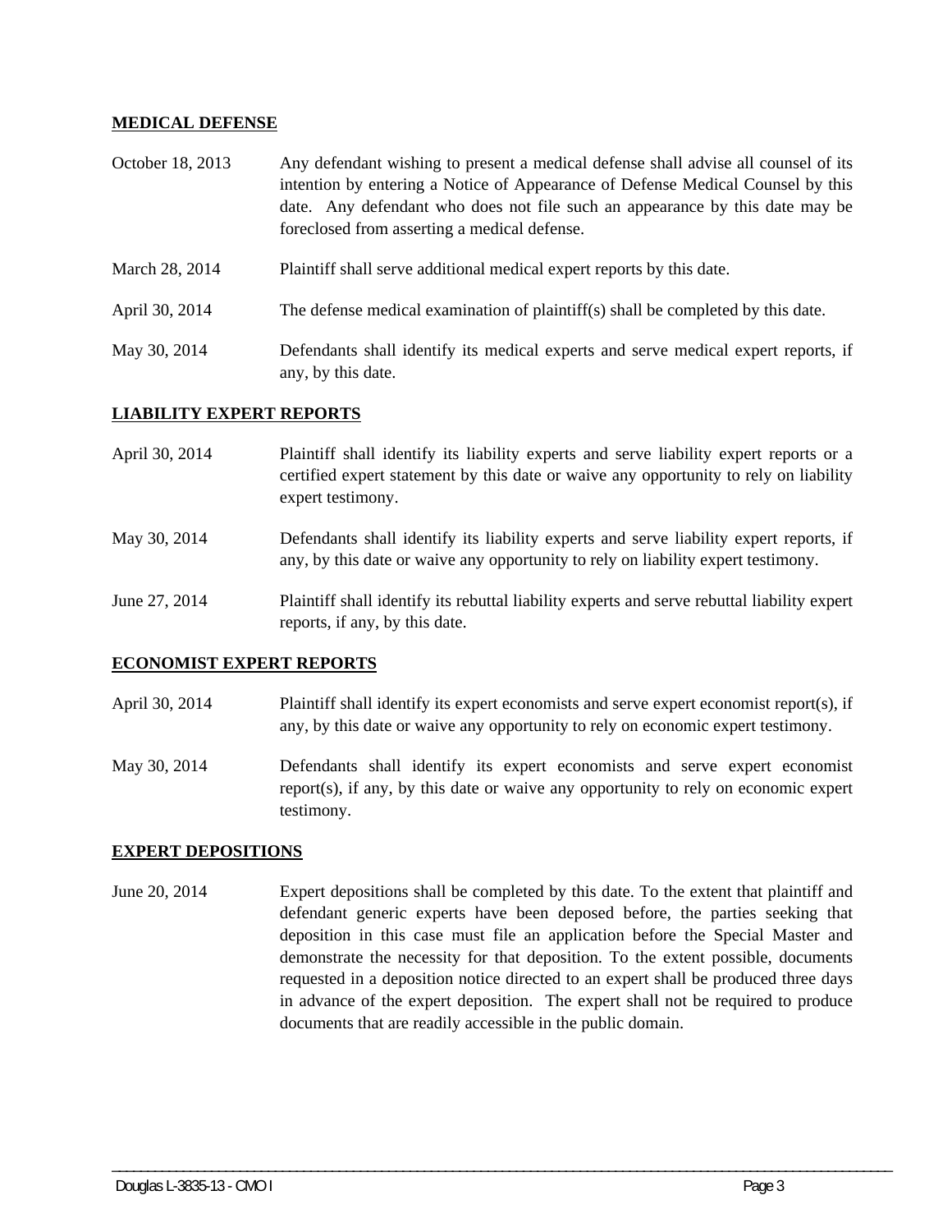**MEDICAL DEFENSE**

| | |
|---|---|
| October 18, 2013 | Any defendant wishing to present a medical defense shall advise all counsel of its intention by entering a Notice of Appearance of Defense Medical Counsel by this date. Any defendant who does not file such an appearance by this date may be foreclosed from asserting a medical defense. |
| March 28, 2014 | Plaintiff shall serve additional medical expert reports by this date. |
| April 30, 2014 | The defense medical examination of plaintiff(s) shall be completed by this date. |
| May 30, 2014 | Defendants shall identify its medical experts and serve medical expert reports, if any, by this date. |

**LIABILITY EXPERT REPORTS**

| | |
|---|---|
| April 30, 2014 | Plaintiff shall identify its liability experts and serve liability expert reports or a certified expert statement by this date or waive any opportunity to rely on liability expert testimony. |
| May 30, 2014 | Defendants shall identify its liability experts and serve liability expert reports, if any, by this date or waive any opportunity to rely on liability expert testimony. |
| June 27, 2014 | Plaintiff shall identify its rebuttal liability experts and serve rebuttal liability expert reports, if any, by this date. |

**ECONOMIST EXPERT REPORTS**

| | |
|---|---|
| April 30, 2014 | Plaintiff shall identify its expert economists and serve expert economist report(s), if any, by this date or waive any opportunity to rely on economic expert testimony. |
| May 30, 2014 | Defendants shall identify its expert economists and serve expert economist report(s), if any, by this date or waive any opportunity to rely on economic expert testimony. |

**EXPERT DEPOSITIONS**

| | |
|---|---|
| June 20, 2014 | Expert depositions shall be completed by this date. To the extent that plaintiff and defendant generic experts have been deposed before, the parties seeking that deposition in this case must file an application before the Special Master and demonstrate the necessity for that deposition. To the extent possible, documents requested in a deposition notice directed to an expert shall be produced three days in advance of the expert deposition. The expert shall not be required to produce documents that are readily accessible in the public domain. |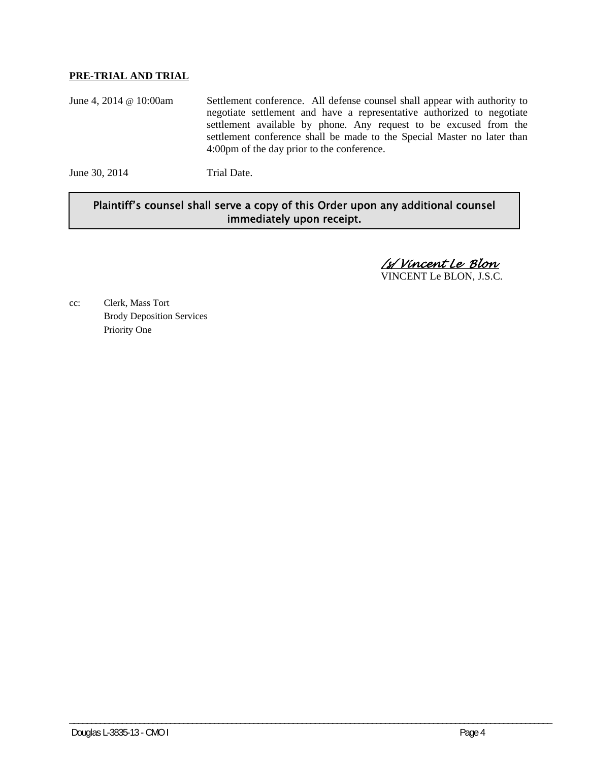**PRE-TRIAL AND TRIAL**

| | |
|---|---|
| June 4, 2014 @ 10:00am | Settlement conference. All defense counsel shall appear with authority to negotiate settlement and have a representative authorized to negotiate settlement available by phone. Any request to be excused from the settlement conference shall be made to the Special Master no later than 4:00pm of the day prior to the conference. |
| June 30, 2014 | Trial Date. |

**Plaintiff's counsel shall serve a copy of this Order upon any additional counsel immediately upon receipt.**

/s/ Vincent Le Blon
VINCENT Le BLON, J.S.C.

cc: Clerk, Mass Tort
Brody Deposition Services
Priority One